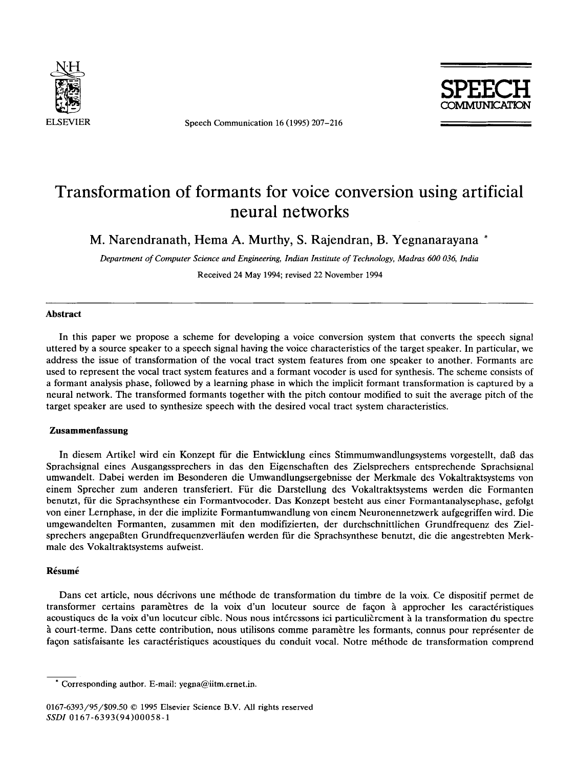# Transformation of formants for voice conversion using artificial neural networks

M. Narendranath, Hema A. Murthy, S. Rajendran, B. Yegnanarayana *

*Department of Computer Science and Engineering, Indian Institute of Technology, Madras 600 036, India*

Received 24 May 1994; revised 22 November 1994

## Abstract

In this paper we propose a scheme for developing a voice conversion system that converts the speech signal uttered by a source speaker to a speech signal having the voice characteristics of the target speaker. In particular, we address the issue of transformation of the vocal tract system features from one speaker to another. Formants are used to represent the vocal tract system features and a formant vocoder is used for synthesis. The scheme consists of a formant analysis phase, followed by a learning phase in which the implicit formant transformation is captured by a neural network. The transformed formants together with the pitch contour modified to suit the average pitch of the target speaker are used to synthesize speech with the desired vocal tract system characteristics.

## Zusammenfassung

In diesem Artikel wird ein Konzept für die Entwicklung eines Stimmumwandlungssystems vorgestellt, daß das Sprachsignal eines Ausgangssprechers in das den Eigenschaften des Zielsprechers entsprechende Sprachsignal umwandelt. Dabei werden im Besonderen die Umwandlungsergebnisse der Merkmale des Vokaltraktsystems von einem Sprecher zum anderen transferiert. Für die Darstellung des Vokaltraktsystems werden die Formanten benutzt, für die Sprachsynthese ein Formantvocoder. Das Konzept besteht aus einer Formantanalysephase, gefolgt von einer Lernphase, in der die implizite Formantumwandlung von einem Neuronennetzwerk aufgegriffen wird. Die umgewandelten Formanten, zusammen mit den modifizierten, der durchschnittlichen Grundfrequenz des Zielsprechers angepaßten Grundfrequenzverläufen werden für die Sprachsynthese benutzt, die die angestrebten Merkmale des Vokaltraktsystems aufweist.

## Résumé

Dans cet article, nous décrivons une méthode de transformation du timbre de la voix. Ce dispositif permet de transformer certains paramètres de la voix d'un locuteur source de façon à approcher les caractéristiques acoustiques de la voix d'un locuteur cible. Nous nous intéressons ici particulièrement à la transformation du spectre à court-terme. Dans cette contribution, nous utilisons comme paramètre les formants, connus pour représenter de façon satisfaisante les caractéristiques acoustiques du conduit vocal. Notre méthode de transformation comprend

---

* Corresponding author. E-mail: yegna@iitm.ernet.in.

0167-6393/95/$09.50 © 1995 Elsevier Science B.V. All rights reserved
*SSDI* 0167-6393(94)00058-1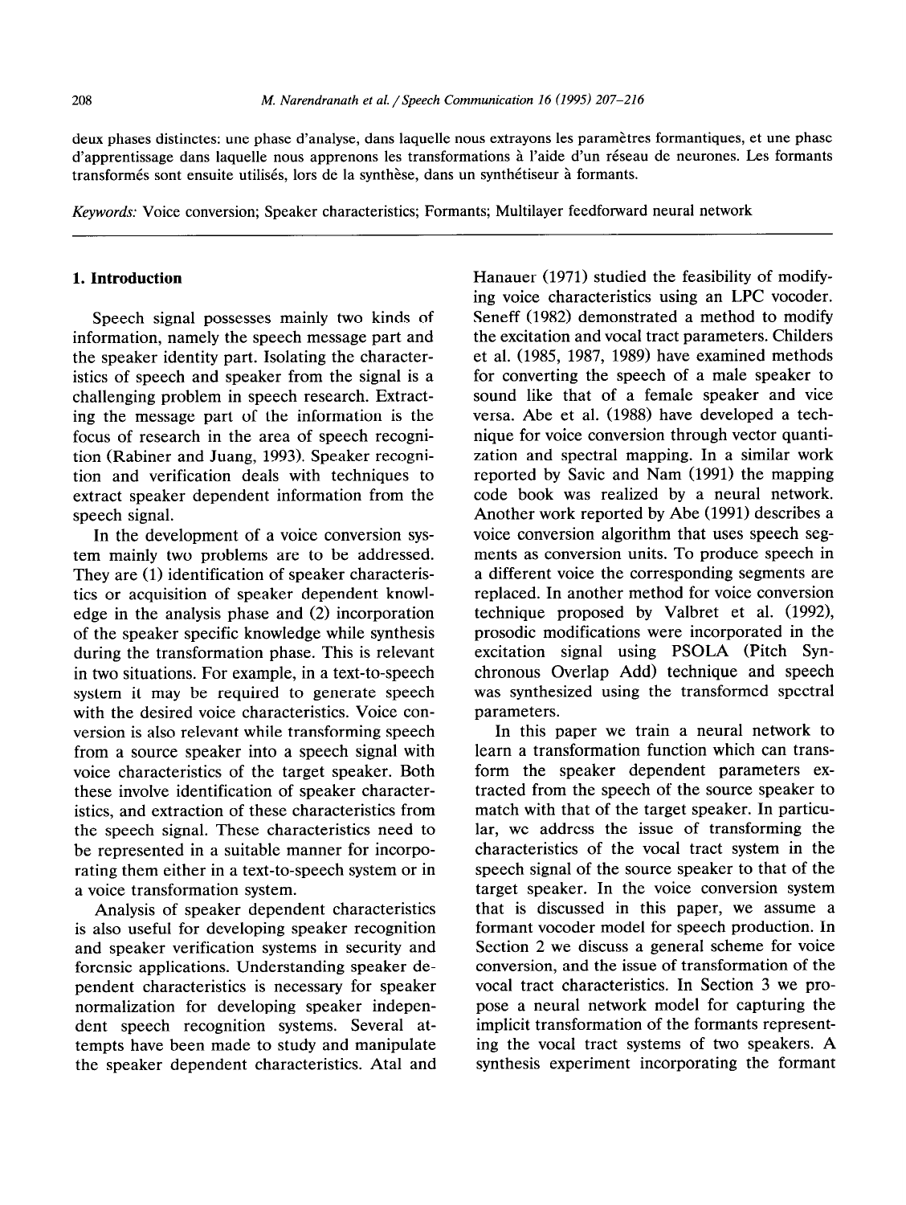deux phases distinctes: une phase d'analyse, dans laquelle nous extrayons les paramètres formantiques, et une phase d'apprentissage dans laquelle nous apprenons les transformations à l'aide d'un réseau de neurones. Les formants transformés sont ensuite utilisés, lors de la synthèse, dans un synthétiseur à formants.

*Keywords:* Voice conversion; Speaker characteristics; Formants; Multilayer feedforward neural network

## 1. Introduction

Speech signal possesses mainly two kinds of information, namely the speech message part and the speaker identity part. Isolating the characteristics of speech and speaker from the signal is a challenging problem in speech research. Extracting the message part of the information is the focus of research in the area of speech recognition (Rabiner and Juang, 1993). Speaker recognition and verification deals with techniques to extract speaker dependent information from the speech signal.

In the development of a voice conversion system mainly two problems are to be addressed. They are (1) identification of speaker characteristics or acquisition of speaker dependent knowledge in the analysis phase and (2) incorporation of the speaker specific knowledge while synthesis during the transformation phase. This is relevant in two situations. For example, in a text-to-speech system it may be required to generate speech with the desired voice characteristics. Voice conversion is also relevant while transforming speech from a source speaker into a speech signal with voice characteristics of the target speaker. Both these involve identification of speaker characteristics, and extraction of these characteristics from the speech signal. These characteristics need to be represented in a suitable manner for incorporating them either in a text-to-speech system or in a voice transformation system.

Analysis of speaker dependent characteristics is also useful for developing speaker recognition and speaker verification systems in security and forensic applications. Understanding speaker dependent characteristics is necessary for speaker normalization for developing speaker independent speech recognition systems. Several attempts have been made to study and manipulate the speaker dependent characteristics. Atal and Hanauer (1971) studied the feasibility of modifying voice characteristics using an LPC vocoder. Seneff (1982) demonstrated a method to modify the excitation and vocal tract parameters. Childers et al. (1985, 1987, 1989) have examined methods for converting the speech of a male speaker to sound like that of a female speaker and vice versa. Abe et al. (1988) have developed a technique for voice conversion through vector quantization and spectral mapping. In a similar work reported by Savic and Nam (1991) the mapping code book was realized by a neural network. Another work reported by Abe (1991) describes a voice conversion algorithm that uses speech segments as conversion units. To produce speech in a different voice the corresponding segments are replaced. In another method for voice conversion technique proposed by Valbret et al. (1992), prosodic modifications were incorporated in the excitation signal using PSOLA (Pitch Synchronous Overlap Add) technique and speech was synthesized using the transformed spectral parameters.

In this paper we train a neural network to learn a transformation function which can transform the speaker dependent parameters extracted from the speech of the source speaker to match with that of the target speaker. In particular, we address the issue of transforming the characteristics of the vocal tract system in the speech signal of the source speaker to that of the target speaker. In the voice conversion system that is discussed in this paper, we assume a formant vocoder model for speech production. In Section 2 we discuss a general scheme for voice conversion, and the issue of transformation of the vocal tract characteristics. In Section 3 we propose a neural network model for capturing the implicit transformation of the formants representing the vocal tract systems of two speakers. A synthesis experiment incorporating the formant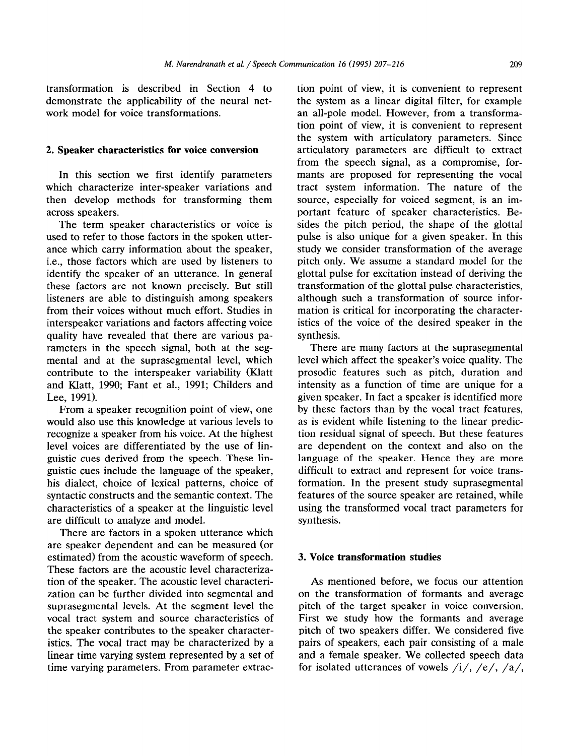transformation is described in Section 4 to demonstrate the applicability of the neural network model for voice transformations.

## 2. Speaker characteristics for voice conversion

In this section we first identify parameters which characterize inter-speaker variations and then develop methods for transforming them across speakers.

The term speaker characteristics or voice is used to refer to those factors in the spoken utterance which carry information about the speaker, i.e., those factors which are used by listeners to identify the speaker of an utterance. In general these factors are not known precisely. But still listeners are able to distinguish among speakers from their voices without much effort. Studies in interspeaker variations and factors affecting voice quality have revealed that there are various parameters in the speech signal, both at the segmental and at the suprasegmental level, which contribute to the interspeaker variability (Klatt and Klatt, 1990; Fant et al., 1991; Childers and Lee, 1991).

From a speaker recognition point of view, one would also use this knowledge at various levels to recognize a speaker from his voice. At the highest level voices are differentiated by the use of linguistic cues derived from the speech. These linguistic cues include the language of the speaker, his dialect, choice of lexical patterns, choice of syntactic constructs and the semantic context. The characteristics of a speaker at the linguistic level are difficult to analyze and model.

There are factors in a spoken utterance which are speaker dependent and can be measured (or estimated) from the acoustic waveform of speech. These factors are the acoustic level characterization of the speaker. The acoustic level characterization can be further divided into segmental and suprasegmental levels. At the segment level the vocal tract system and source characteristics of the speaker contributes to the speaker characteristics. The vocal tract may be characterized by a linear time varying system represented by a set of time varying parameters. From parameter extraction point of view, it is convenient to represent the system as a linear digital filter, for example an all-pole model. However, from a transformation point of view, it is convenient to represent the system with articulatory parameters. Since articulatory parameters are difficult to extract from the speech signal, as a compromise, formants are proposed for representing the vocal tract system information. The nature of the source, especially for voiced segment, is an important feature of speaker characteristics. Besides the pitch period, the shape of the glottal pulse is also unique for a given speaker. In this study we consider transformation of the average pitch only. We assume a standard model for the glottal pulse for excitation instead of deriving the transformation of the glottal pulse characteristics, although such a transformation of source information is critical for incorporating the characteristics of the voice of the desired speaker in the synthesis.

There are many factors at the suprasegmental level which affect the speaker's voice quality. The prosodic features such as pitch, duration and intensity as a function of time are unique for a given speaker. In fact a speaker is identified more by these factors than by the vocal tract features, as is evident while listening to the linear prediction residual signal of speech. But these features are dependent on the context and also on the language of the speaker. Hence they are more difficult to extract and represent for voice transformation. In the present study suprasegmental features of the source speaker are retained, while using the transformed vocal tract parameters for synthesis.

## 3. Voice transformation studies

As mentioned before, we focus our attention on the transformation of formants and average pitch of the target speaker in voice conversion. First we study how the formants and average pitch of two speakers differ. We considered five pairs of speakers, each pair consisting of a male and a female speaker. We collected speech data for isolated utterances of vowels /i/, /e/, /a/,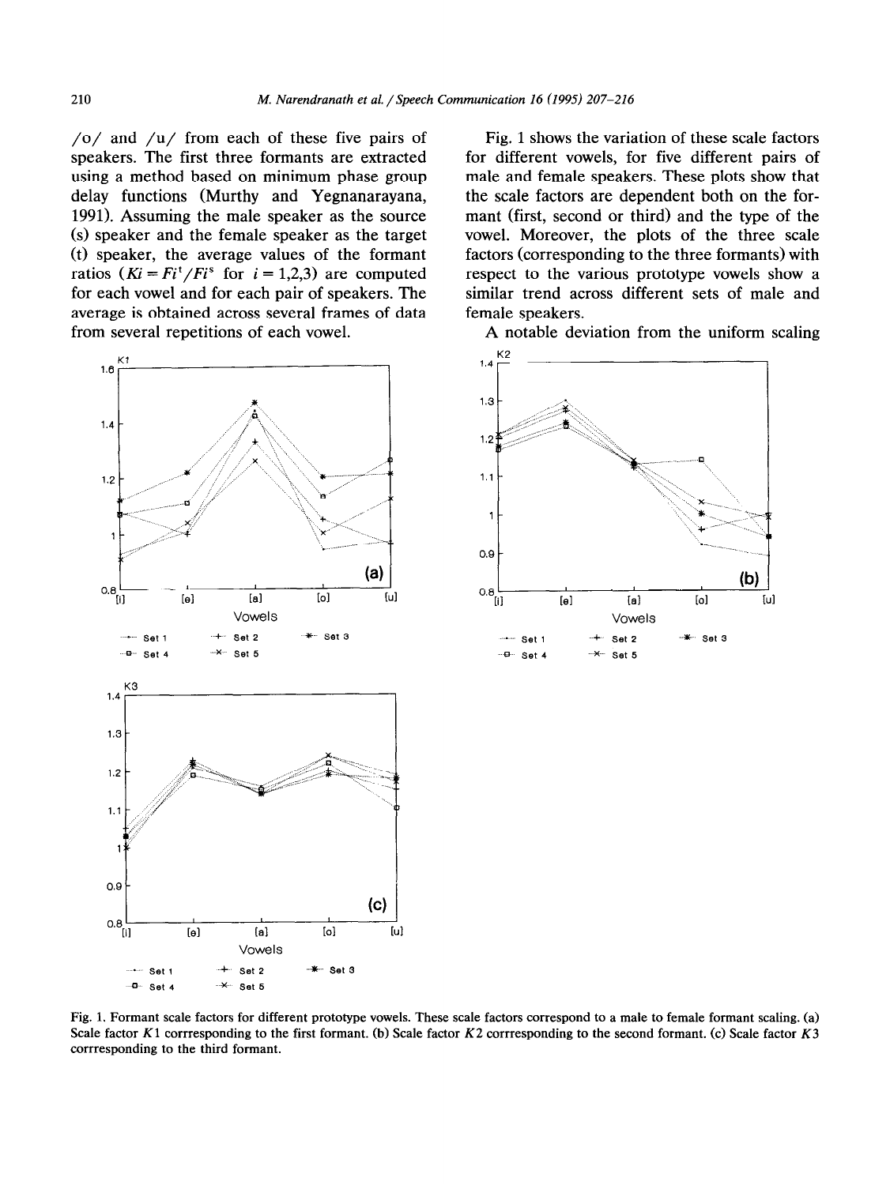/o/ and /u/ from each of these five pairs of speakers. The first three formants are extracted using a method based on minimum phase group delay functions (Murthy and Yegnanarayana, 1991). Assuming the male speaker as the source (s) speaker and the female speaker as the target (t) speaker, the average values of the formant ratios ($Ki = Fi^t/Fi^s$ for $i = 1,2,3$) are computed for each vowel and for each pair of speakers. The average is obtained across several frames of data from several repetitions of each vowel.

Fig. 1 shows the variation of these scale factors for different vowels, for five different pairs of male and female speakers. These plots show that the scale factors are dependent both on the formant (first, second or third) and the type of the vowel. Moreover, the plots of the three scale factors (corresponding to the three formants) with respect to the various prototype vowels show a similar trend across different sets of male and female speakers.

A notable deviation from the uniform scaling

Fig. 1. Formant scale factors for different prototype vowels. These scale factors correspond to a male to female formant scaling. (a) Scale factor $K1$ corrresponding to the first formant. (b) Scale factor $K2$ corrresponding to the second formant. (c) Scale factor $K3$ corrresponding to the third formant.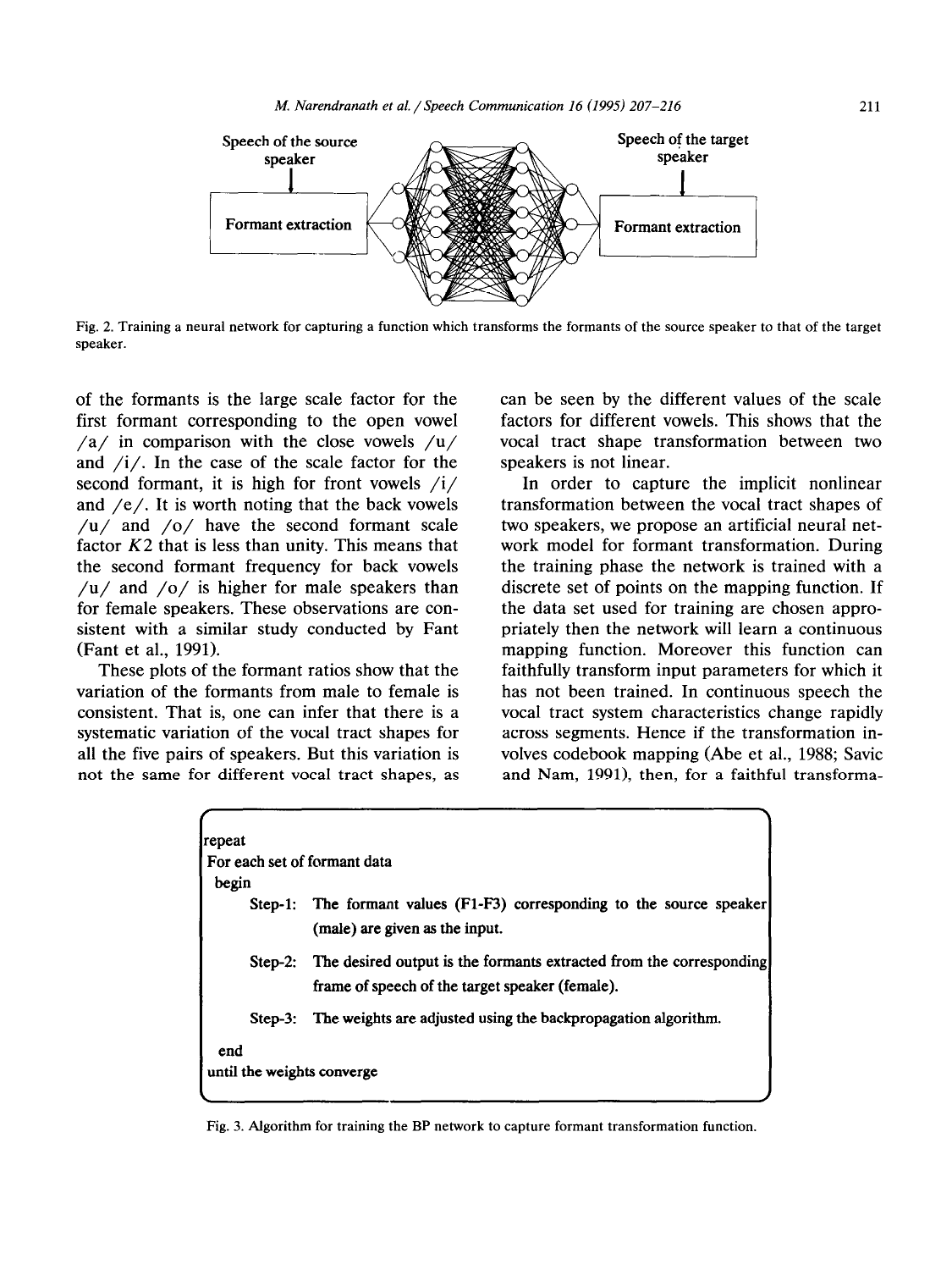Fig. 2. Training a neural network for capturing a function which transforms the formants of the source speaker to that of the target speaker.

of the formants is the large scale factor for the first formant corresponding to the open vowel /a/ in comparison with the close vowels /u/ and /i/. In the case of the scale factor for the second formant, it is high for front vowels /i/ and /e/. It is worth noting that the back vowels /u/ and /o/ have the second formant scale factor $K2$ that is less than unity. This means that the second formant frequency for back vowels /u/ and /o/ is higher for male speakers than for female speakers. These observations are consistent with a similar study conducted by Fant (Fant et al., 1991).

These plots of the formant ratios show that the variation of the formants from male to female is consistent. That is, one can infer that there is a systematic variation of the vocal tract shapes for all the five pairs of speakers. But this variation is not the same for different vocal tract shapes, as can be seen by the different values of the scale factors for different vowels. This shows that the vocal tract shape transformation between two speakers is not linear.

In order to capture the implicit nonlinear transformation between the vocal tract shapes of two speakers, we propose an artificial neural network model for formant transformation. During the training phase the network is trained with a discrete set of points on the mapping function. If the data set used for training are chosen appropriately then the network will learn a continuous mapping function. Moreover this function can faithfully transform input parameters for which it has not been trained. In continuous speech the vocal tract system characteristics change rapidly across segments. Hence if the transformation involves codebook mapping (Abe et al., 1988; Savic and Nam, 1991), then, for a faithful transforma-

```
repeat
For each set of formant data
  begin
     Step-1:  The formant values (F1-F3) corresponding to the source speaker
              (male) are given as the input.
     Step-2:  The desired output is the formants extracted from the corresponding
              frame of speech of the target speaker (female).
     Step-3:  The weights are adjusted using the backpropagation algorithm.
  end
until the weights converge
```

Fig. 3. Algorithm for training the BP network to capture formant transformation function.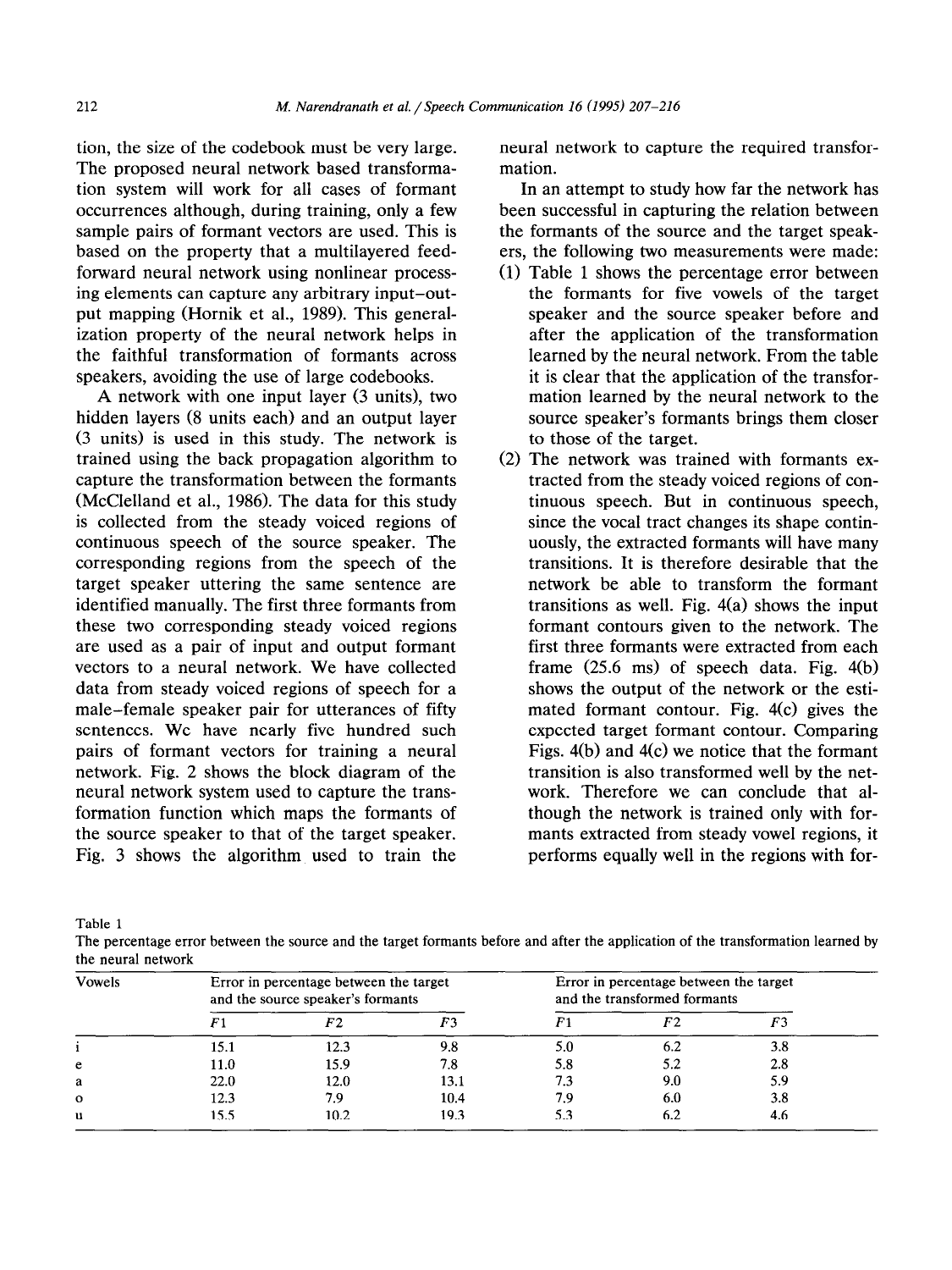tion, the size of the codebook must be very large. The proposed neural network based transformation system will work for all cases of formant occurrences although, during training, only a few sample pairs of formant vectors are used. This is based on the property that a multilayered feedforward neural network using nonlinear processing elements can capture any arbitrary input–output mapping (Hornik et al., 1989). This generalization property of the neural network helps in the faithful transformation of formants across speakers, avoiding the use of large codebooks.

A network with one input layer (3 units), two hidden layers (8 units each) and an output layer (3 units) is used in this study. The network is trained using the back propagation algorithm to capture the transformation between the formants (McClelland et al., 1986). The data for this study is collected from the steady voiced regions of continuous speech of the source speaker. The corresponding regions from the speech of the target speaker uttering the same sentence are identified manually. The first three formants from these two corresponding steady voiced regions are used as a pair of input and output formant vectors to a neural network. We have collected data from steady voiced regions of speech for a male–female speaker pair for utterances of fifty sentences. We have nearly five hundred such pairs of formant vectors for training a neural network. Fig. 2 shows the block diagram of the neural network system used to capture the transformation function which maps the formants of the source speaker to that of the target speaker. Fig. 3 shows the algorithm used to train the neural network to capture the required transformation.

In an attempt to study how far the network has been successful in capturing the relation between the formants of the source and the target speakers, the following two measurements were made:

(1) Table 1 shows the percentage error between the formants for five vowels of the target speaker and the source speaker before and after the application of the transformation learned by the neural network. From the table it is clear that the application of the transformation learned by the neural network to the source speaker's formants brings them closer to those of the target.

(2) The network was trained with formants extracted from the steady voiced regions of continuous speech. But in continuous speech, since the vocal tract changes its shape continuously, the extracted formants will have many transitions. It is therefore desirable that the network be able to transform the formant transitions as well. Fig. 4(a) shows the input formant contours given to the network. The first three formants were extracted from each frame (25.6 ms) of speech data. Fig. 4(b) shows the output of the network or the estimated formant contour. Fig. 4(c) gives the expected target formant contour. Comparing Figs. 4(b) and 4(c) we notice that the formant transition is also transformed well by the network. Therefore we can conclude that although the network is trained only with formants extracted from steady vowel regions, it performs equally well in the regions with for-

Table 1
The percentage error between the source and the target formants before and after the application of the transformation learned by the neural network

| Vowels | Error in percentage between the target and the source speaker's formants | | | Error in percentage between the target and the transformed formants | | |
|---|---|---|---|---|---|---|
| | $F1$ | $F2$ | $F3$ | $F1$ | $F2$ | $F3$ |
| i | 15.1 | 12.3 | 9.8 | 5.0 | 6.2 | 3.8 |
| e | 11.0 | 15.9 | 7.8 | 5.8 | 5.2 | 2.8 |
| a | 22.0 | 12.0 | 13.1 | 7.3 | 9.0 | 5.9 |
| o | 12.3 | 7.9 | 10.4 | 7.9 | 6.0 | 3.8 |
| u | 15.5 | 10.2 | 19.3 | 5.3 | 6.2 | 4.6 |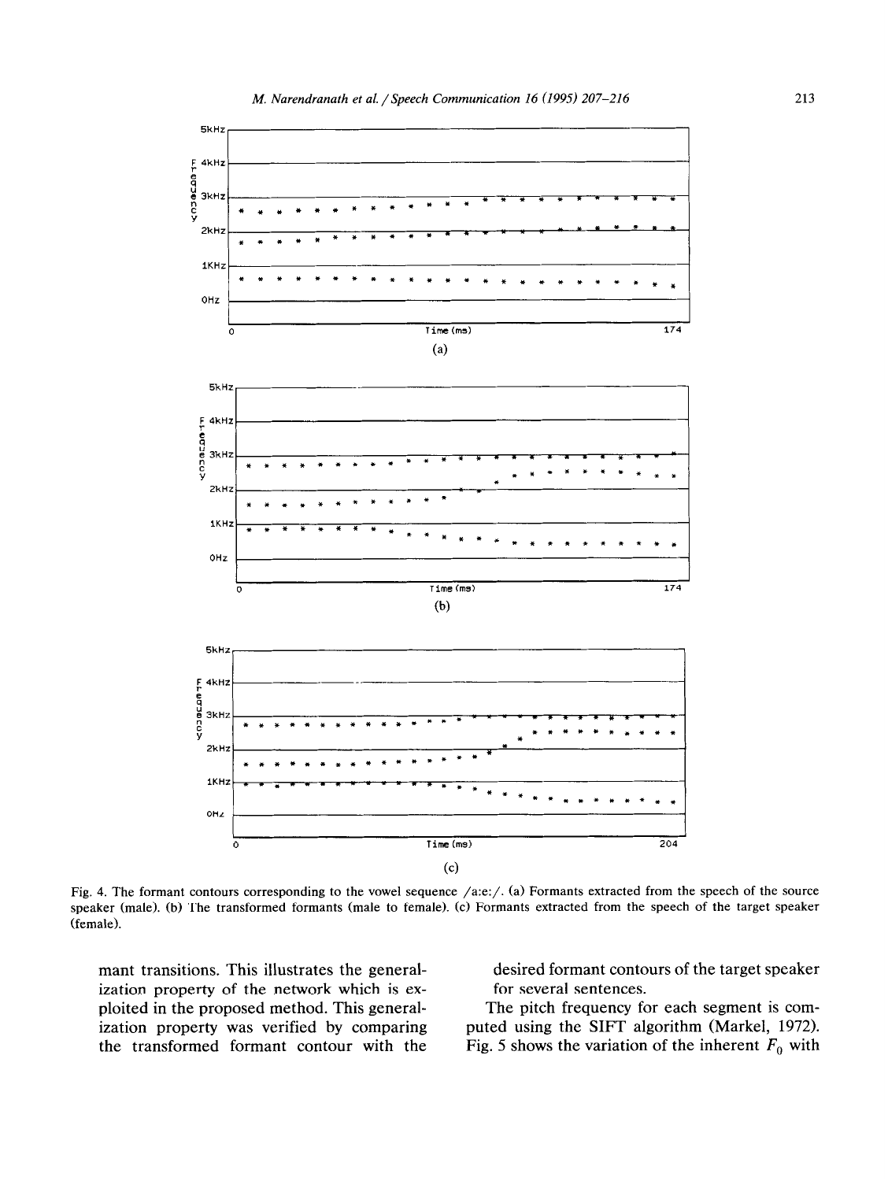Fig. 4. The formant contours corresponding to the vowel sequence /a:e:/. (a) Formants extracted from the speech of the source speaker (male). (b) The transformed formants (male to female). (c) Formants extracted from the speech of the target speaker (female).

mant transitions. This illustrates the generalization property of the network which is exploited in the proposed method. This generalization property was verified by comparing the transformed formant contour with the desired formant contours of the target speaker for several sentences.

The pitch frequency for each segment is computed using the SIFT algorithm (Markel, 1972). Fig. 5 shows the variation of the inherent $F_0$ with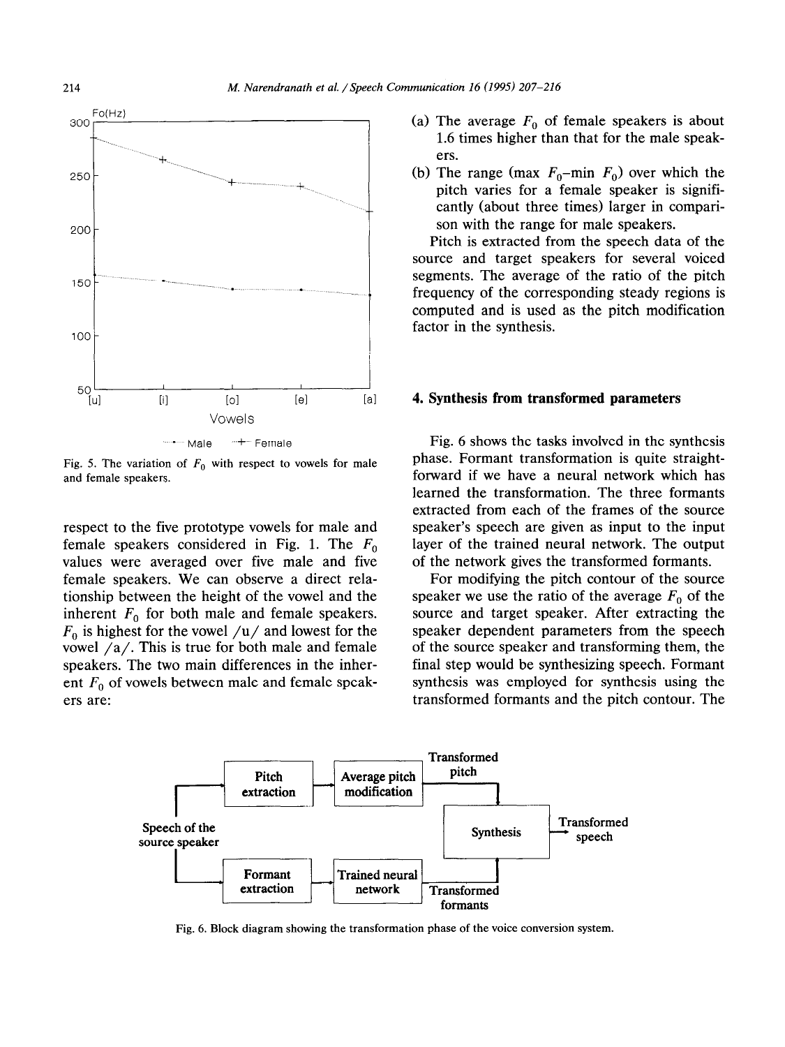Fig. 5. The variation of $F_0$ with respect to vowels for male and female speakers.

respect to the five prototype vowels for male and female speakers considered in Fig. 1. The $F_0$ values were averaged over five male and five female speakers. We can observe a direct relationship between the height of the vowel and the inherent $F_0$ for both male and female speakers. $F_0$ is highest for the vowel /u/ and lowest for the vowel /a/. This is true for both male and female speakers. The two main differences in the inherent $F_0$ of vowels between male and female speakers are:

(a) The average $F_0$ of female speakers is about 1.6 times higher than that for the male speakers.
(b) The range (max $F_0$–min $F_0$) over which the pitch varies for a female speaker is significantly (about three times) larger in comparison with the range for male speakers.

Pitch is extracted from the speech data of the source and target speakers for several voiced segments. The average of the ratio of the pitch frequency of the corresponding steady regions is computed and is used as the pitch modification factor in the synthesis.

## 4. Synthesis from transformed parameters

Fig. 6 shows the tasks involved in the synthesis phase. Formant transformation is quite straightforward if we have a neural network which has learned the transformation. The three formants extracted from each of the frames of the source speaker's speech are given as input to the input layer of the trained neural network. The output of the network gives the transformed formants.

For modifying the pitch contour of the source speaker we use the ratio of the average $F_0$ of the source and target speaker. After extracting the speaker dependent parameters from the speech of the source speaker and transforming them, the final step would be synthesizing speech. Formant synthesis was employed for synthesis using the transformed formants and the pitch contour. The

Fig. 6. Block diagram showing the transformation phase of the voice conversion system.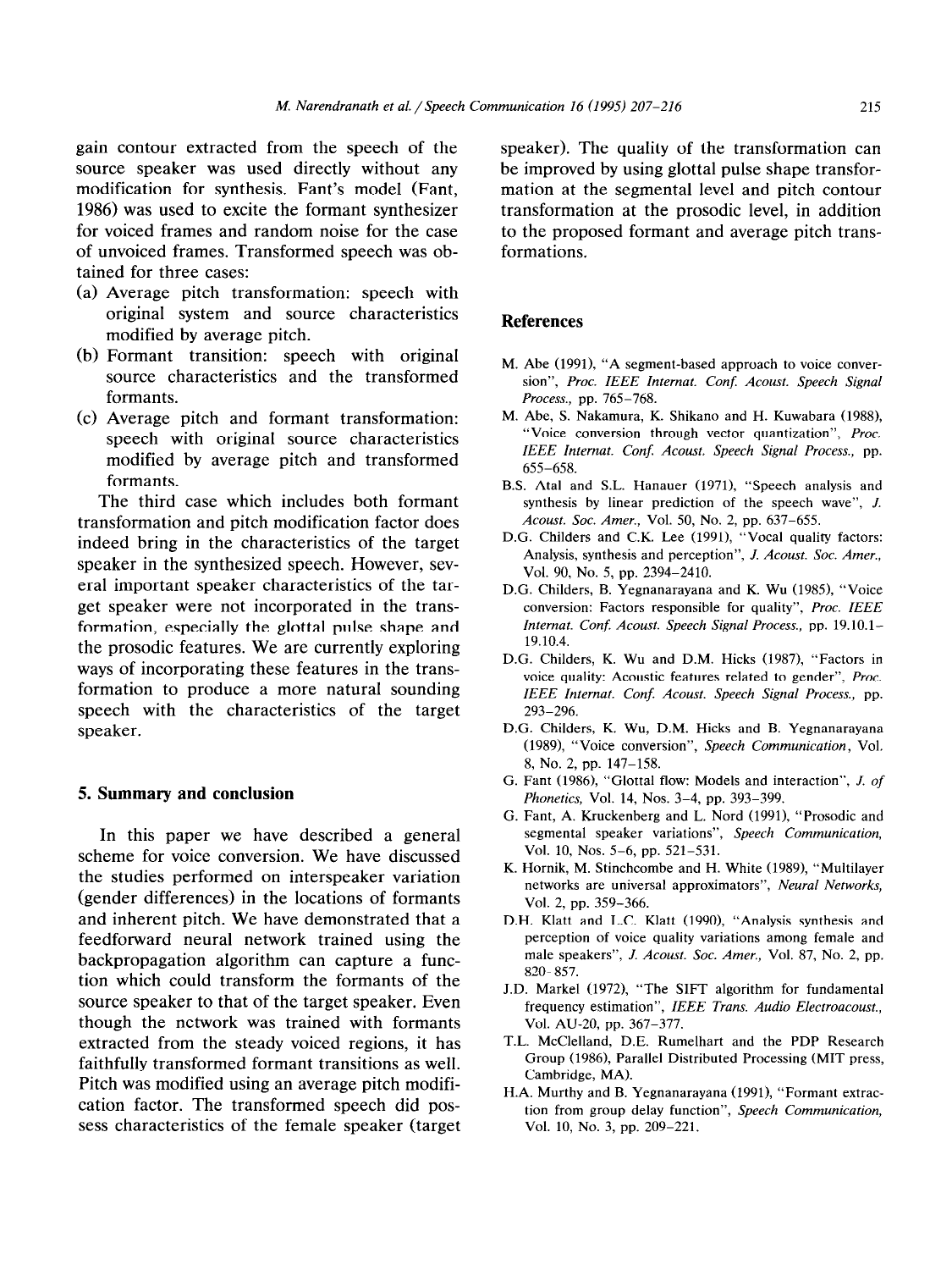gain contour extracted from the speech of the source speaker was used directly without any modification for synthesis. Fant's model (Fant, 1986) was used to excite the formant synthesizer for voiced frames and random noise for the case of unvoiced frames. Transformed speech was obtained for three cases:

(a) Average pitch transformation: speech with original system and source characteristics modified by average pitch.
(b) Formant transition: speech with original source characteristics and the transformed formants.
(c) Average pitch and formant transformation: speech with original source characteristics modified by average pitch and transformed formants.

The third case which includes both formant transformation and pitch modification factor does indeed bring in the characteristics of the target speaker in the synthesized speech. However, several important speaker characteristics of the target speaker were not incorporated in the transformation, especially the glottal pulse shape and the prosodic features. We are currently exploring ways of incorporating these features in the transformation to produce a more natural sounding speech with the characteristics of the target speaker.

## 5. Summary and conclusion

In this paper we have described a general scheme for voice conversion. We have discussed the studies performed on interspeaker variation (gender differences) in the locations of formants and inherent pitch. We have demonstrated that a feedforward neural network trained using the backpropagation algorithm can capture a function which could transform the formants of the source speaker to that of the target speaker. Even though the network was trained with formants extracted from the steady voiced regions, it has faithfully transformed formant transitions as well. Pitch was modified using an average pitch modification factor. The transformed speech did possess characteristics of the female speaker (target speaker). The quality of the transformation can be improved by using glottal pulse shape transformation at the segmental level and pitch contour transformation at the prosodic level, in addition to the proposed formant and average pitch transformations.

## References

M. Abe (1991), "A segment-based approach to voice conversion", *Proc. IEEE Internat. Conf. Acoust. Speech Signal Process.*, pp. 765–768.

M. Abe, S. Nakamura, K. Shikano and H. Kuwabara (1988), "Voice conversion through vector quantization", *Proc. IEEE Internat. Conf. Acoust. Speech Signal Process.*, pp. 655–658.

B.S. Atal and S.L. Hanauer (1971), "Speech analysis and synthesis by linear prediction of the speech wave", *J. Acoust. Soc. Amer.*, Vol. 50, No. 2, pp. 637–655.

D.G. Childers and C.K. Lee (1991), "Vocal quality factors: Analysis, synthesis and perception", *J. Acoust. Soc. Amer.*, Vol. 90, No. 5, pp. 2394–2410.

D.G. Childers, B. Yegnanarayana and K. Wu (1985), "Voice conversion: Factors responsible for quality", *Proc. IEEE Internat. Conf. Acoust. Speech Signal Process.*, pp. 19.10.1–19.10.4.

D.G. Childers, K. Wu and D.M. Hicks (1987), "Factors in voice quality: Acoustic features related to gender", *Proc. IEEE Internat. Conf. Acoust. Speech Signal Process.*, pp. 293–296.

D.G. Childers, K. Wu, D.M. Hicks and B. Yegnanarayana (1989), "Voice conversion", *Speech Communication*, Vol. 8, No. 2, pp. 147–158.

G. Fant (1986), "Glottal flow: Models and interaction", *J. of Phonetics*, Vol. 14, Nos. 3–4, pp. 393–399.

G. Fant, A. Kruckenberg and L. Nord (1991), "Prosodic and segmental speaker variations", *Speech Communication*, Vol. 10, Nos. 5–6, pp. 521–531.

K. Hornik, M. Stinchcombe and H. White (1989), "Multilayer networks are universal approximators", *Neural Networks*, Vol. 2, pp. 359–366.

D.H. Klatt and L.C. Klatt (1990), "Analysis synthesis and perception of voice quality variations among female and male speakers", *J. Acoust. Soc. Amer.*, Vol. 87, No. 2, pp. 820–857.

J.D. Markel (1972), "The SIFT algorithm for fundamental frequency estimation", *IEEE Trans. Audio Electroacoust.*, Vol. AU-20, pp. 367–377.

T.L. McClelland, D.E. Rumelhart and the PDP Research Group (1986), Parallel Distributed Processing (MIT press, Cambridge, MA).

H.A. Murthy and B. Yegnanarayana (1991), "Formant extraction from group delay function", *Speech Communication*, Vol. 10, No. 3, pp. 209–221.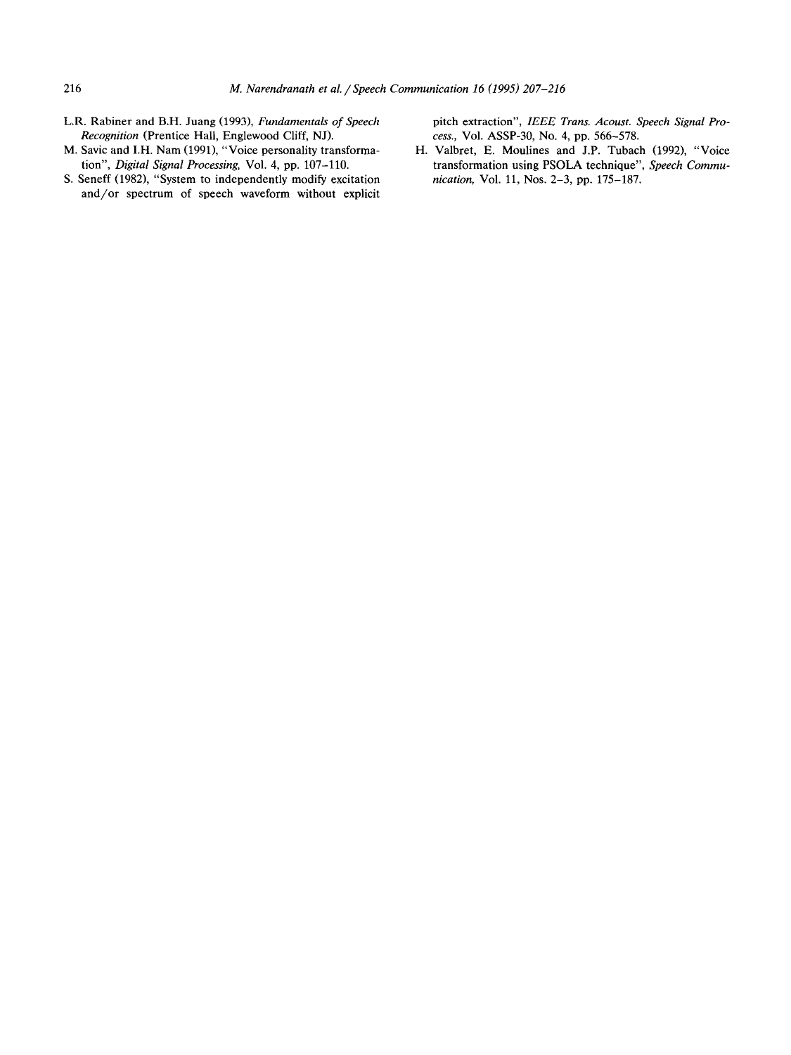L.R. Rabiner and B.H. Juang (1993), *Fundamentals of Speech Recognition* (Prentice Hall, Englewood Cliff, NJ).

M. Savic and I.H. Nam (1991), "Voice personality transformation", *Digital Signal Processing,* Vol. 4, pp. 107–110.

S. Seneff (1982), "System to independently modify excitation and/or spectrum of speech waveform without explicit pitch extraction", *IEEE Trans. Acoust. Speech Signal Process.,* Vol. ASSP-30, No. 4, pp. 566–578.

H. Valbret, E. Moulines and J.P. Tubach (1992), "Voice transformation using PSOLA technique", *Speech Communication,* Vol. 11, Nos. 2–3, pp. 175–187.